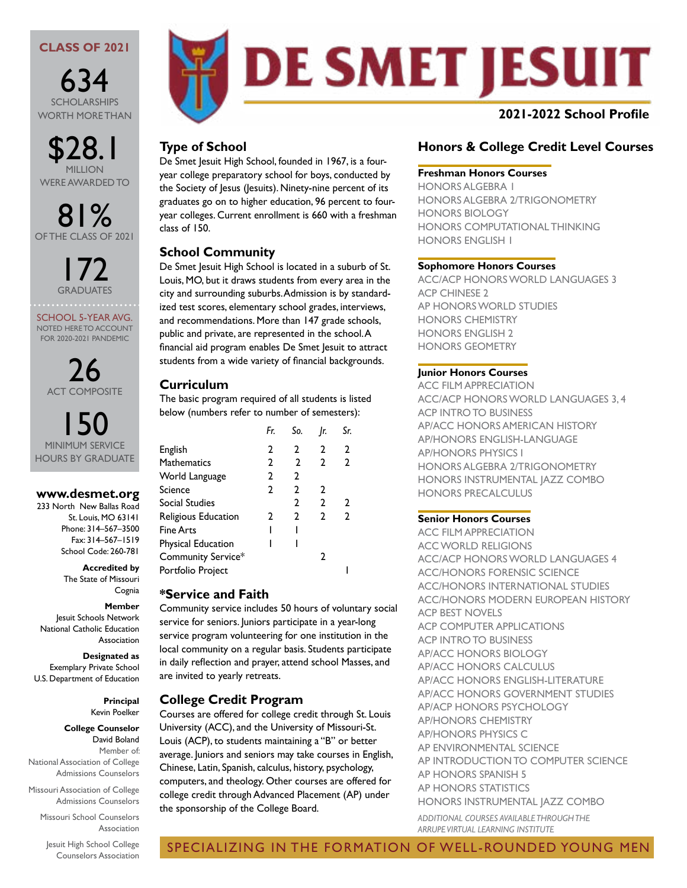# DE SMET JESUIT

**2021-2022 School Profile**

## CLASS OF 2021

**634** SCHOLARSHIPS WORTH MORE THAN

**$28.1** MILLION WERE AWARDED TO

**81%** OF THE CLASS OF 2021

**172** GRADUATES

SCHOOL 5-YEAR AVG. NOTED HERE TO ACCOUNT FOR 2020-2021 PANDEMIC

**26** ACT COMPOSITE

**150** MINIMUM SERVICE HOURS BY GRADUATE

**www.desmet.org**
233 North New Ballas Road
St. Louis, MO 63141
Phone: 314–567–3500
Fax: 314–567–1519
School Code: 260-781

**Accredited by**
The State of Missouri
Cognia

**Member**
Jesuit Schools Network
National Catholic Education Association

**Designated as**
Exemplary Private School
U.S. Department of Education

**Principal**
Kevin Poelker

**College Counselor**
David Boland
Member of:
National Association of College Admissions Counselors
Missouri Association of College Admissions Counselors
Missouri School Counselors Association
Jesuit High School College Counselors Association

## Type of School

De Smet Jesuit High School, founded in 1967, is a four-year college preparatory school for boys, conducted by the Society of Jesus (Jesuits). Ninety-nine percent of its graduates go on to higher education, 96 percent to four-year colleges. Current enrollment is 660 with a freshman class of 150.

## School Community

De Smet Jesuit High School is located in a suburb of St. Louis, MO, but it draws students from every area in the city and surrounding suburbs. Admission is by standardized test scores, elementary school grades, interviews, and recommendations. More than 147 grade schools, public and private, are represented in the school. A financial aid program enables De Smet Jesuit to attract students from a wide variety of financial backgrounds.

## Curriculum

The basic program required of all students is listed below (numbers refer to number of semesters):

| | *Fr.* | *So.* | *Jr.* | *Sr.* |
|---|---|---|---|---|
| English | 2 | 2 | 2 | 2 |
| Mathematics | 2 | 2 | 2 | 2 |
| World Language | 2 | 2 | | |
| Science | 2 | 2 | 2 | |
| Social Studies | | 2 | 2 | 2 |
| Religious Education | 2 | 2 | 2 | 2 |
| Fine Arts | 1 | 1 | | |
| Physical Education | 1 | 1 | | |
| Community Service* | | | 2 | |
| Portfolio Project | | | | 1 |

## *Service and Faith

Community service includes 50 hours of voluntary social service for seniors. Juniors participate in a year-long service program volunteering for one institution in the local community on a regular basis. Students participate in daily reflection and prayer, attend school Masses, and are invited to yearly retreats.

## College Credit Program

Courses are offered for college credit through St. Louis University (ACC), and the University of Missouri-St. Louis (ACP), to students maintaining a "B" or better average. Juniors and seniors may take courses in English, Chinese, Latin, Spanish, calculus, history, psychology, computers, and theology. Other courses are offered for college credit through Advanced Placement (AP) under the sponsorship of the College Board.

## Honors & College Credit Level Courses

### Freshman Honors Courses

HONORS ALGEBRA 1
HONORS ALGEBRA 2/TRIGONOMETRY
HONORS BIOLOGY
HONORS COMPUTATIONAL THINKING
HONORS ENGLISH 1

### Sophomore Honors Courses

ACC/ACP HONORS WORLD LANGUAGES 3
ACP CHINESE 2
AP HONORS WORLD STUDIES
HONORS CHEMISTRY
HONORS ENGLISH 2
HONORS GEOMETRY

### Junior Honors Courses

ACC FILM APPRECIATION
ACC/ACP HONORS WORLD LANGUAGES 3, 4
ACP INTRO TO BUSINESS
AP/ACC HONORS AMERICAN HISTORY
AP/HONORS ENGLISH-LANGUAGE
AP/HONORS PHYSICS 1
HONORS ALGEBRA 2/TRIGONOMETRY
HONORS INSTRUMENTAL JAZZ COMBO
HONORS PRECALCULUS

### Senior Honors Courses

ACC FILM APPRECIATION
ACC WORLD RELIGIONS
ACC/ACP HONORS WORLD LANGUAGES 4
ACC/HONORS FORENSIC SCIENCE
ACC/HONORS INTERNATIONAL STUDIES
ACC/HONORS MODERN EUROPEAN HISTORY
ACP BEST NOVELS
ACP COMPUTER APPLICATIONS
ACP INTRO TO BUSINESS
AP/ACC HONORS BIOLOGY
AP/ACC HONORS CALCULUS
AP/ACC HONORS ENGLISH-LITERATURE
AP/ACC HONORS GOVERNMENT STUDIES
AP/ACP HONORS PSYCHOLOGY
AP/HONORS CHEMISTRY
AP/HONORS PHYSICS C
AP ENVIRONMENTAL SCIENCE
AP INTRODUCTION TO COMPUTER SCIENCE
AP HONORS SPANISH 5
AP HONORS STATISTICS
HONORS INSTRUMENTAL JAZZ COMBO

*ADDITIONAL COURSES AVAILABLE THROUGH THE ARRUPE VIRTUAL LEARNING INSTITUTE*

SPECIALIZING IN THE FORMATION OF WELL-ROUNDED YOUNG MEN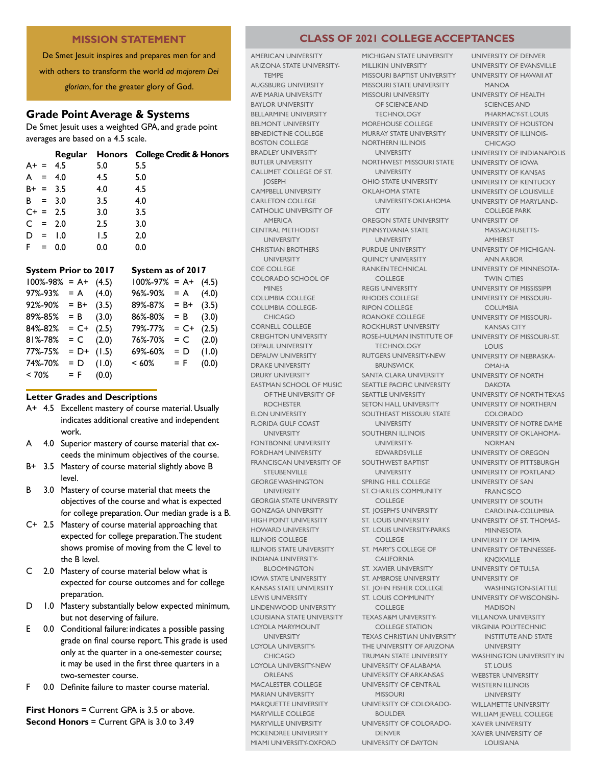## MISSION STATEMENT

De Smet Jesuit inspires and prepares men for and with others to transform the world *ad majorem Dei gloriam*, for the greater glory of God.

## Grade Point Average & Systems

De Smet Jesuit uses a weighted GPA, and grade point averages are based on a 4.5 scale.

| | Regular | Honors | College Credit & Honors |
|---|---|---|---|
| A+ = | 4.5 | 5.0 | 5.5 |
| A = | 4.0 | 4.5 | 5.0 |
| B+ = | 3.5 | 4.0 | 4.5 |
| B = | 3.0 | 3.5 | 4.0 |
| C+ = | 2.5 | 3.0 | 3.5 |
| C = | 2.0 | 2.5 | 3.0 |
| D = | 1.0 | 1.5 | 2.0 |
| F = | 0.0 | 0.0 | 0.0 |

**System Prior to 2017**

| | | |
|---|---|---|
| 100%-98% | = A+ | (4.5) |
| 97%-93% | = A | (4.0) |
| 92%-90% | = B+ | (3.5) |
| 89%-85% | = B | (3.0) |
| 84%-82% | = C+ | (2.5) |
| 81%-78% | = C | (2.0) |
| 77%-75% | = D+ | (1.5) |
| 74%-70% | = D | (1.0) |
| < 70% | = F | (0.0) |

**System as of 2017**

| | | |
|---|---|---|
| 100%-97% | = A+ | (4.5) |
| 96%-90% | = A | (4.0) |
| 89%-87% | = B+ | (3.5) |
| 86%-80% | = B | (3.0) |
| 79%-77% | = C+ | (2.5) |
| 76%-70% | = C | (2.0) |
| 69%-60% | = D | (1.0) |
| < 60% | = F | (0.0) |

**Letter Grades and Descriptions**

- A+ 4.5 Excellent mastery of course material. Usually indicates additional creative and independent work.
- A 4.0 Superior mastery of course material that exceeds the minimum objectives of the course.
- B+ 3.5 Mastery of course material slightly above B level.
- B 3.0 Mastery of course material that meets the objectives of the course and what is expected for college preparation. Our median grade is a B.
- C+ 2.5 Mastery of course material approaching that expected for college preparation. The student shows promise of moving from the C level to the B level.
- C 2.0 Mastery of course material below what is expected for course outcomes and for college preparation.
- D 1.0 Mastery substantially below expected minimum, but not deserving of failure.
- E 0.0 Conditional failure: indicates a possible passing grade on final course report. This grade is used only at the quarter in a one-semester course; it may be used in the first three quarters in a two-semester course.
- F 0.0 Definite failure to master course material.

**First Honors** = Current GPA is 3.5 or above.
**Second Honors** = Current GPA is 3.0 to 3.49

## CLASS OF 2021 COLLEGE ACCEPTANCES

AMERICAN UNIVERSITY
ARIZONA STATE UNIVERSITY-TEMPE
AUGSBURG UNIVERSITY
AVE MARIA UNIVERSITY
BAYLOR UNIVERSITY
BELLARMINE UNIVERSITY
BELMONT UNIVERSITY
BENEDICTINE COLLEGE
BOSTON COLLEGE
BRADLEY UNIVERSITY
BUTLER UNIVERSITY
CALUMET COLLEGE OF ST. JOSEPH
CAMPBELL UNIVERSITY
CARLETON COLLEGE
CATHOLIC UNIVERSITY OF AMERICA
CENTRAL METHODIST UNIVERSITY
CHRISTIAN BROTHERS UNIVERSITY
COE COLLEGE
COLORADO SCHOOL OF MINES
COLUMBIA COLLEGE
COLUMBIA COLLEGE-CHICAGO
CORNELL COLLEGE
CREIGHTON UNIVERSITY
DEPAUL UNIVERSITY
DEPAUW UNIVERSITY
DRAKE UNIVERSITY
DRURY UNIVERSITY
EASTMAN SCHOOL OF MUSIC OF THE UNIVERSITY OF ROCHESTER
ELON UNIVERSITY
FLORIDA GULF COAST UNIVERSITY
FONTBONNE UNIVERSITY
FORDHAM UNIVERSITY
FRANCISCAN UNIVERSITY OF STEUBENVILLE
GEORGE WASHINGTON UNIVERSITY
GEORGIA STATE UNIVERSITY
GONZAGA UNIVERSITY
HIGH POINT UNIVERSITY
HOWARD UNIVERSITY
ILLINOIS COLLEGE
ILLINOIS STATE UNIVERSITY
INDIANA UNIVERSITY-BLOOMINGTON
IOWA STATE UNIVERSITY
KANSAS STATE UNIVERSITY
LEWIS UNIVERSITY
LINDENWOOD UNIVERSITY
LOUISIANA STATE UNIVERSITY
LOYOLA MARYMOUNT UNIVERSITY
LOYOLA UNIVERSITY-CHICAGO
LOYOLA UNIVERSITY-NEW ORLEANS
MACALESTER COLLEGE
MARIAN UNIVERSITY
MARQUETTE UNIVERSITY
MARYVILLE COLLEGE
MARYVILLE UNIVERSITY
MCKENDREE UNIVERSITY
MIAMI UNIVERSITY-OXFORD
MICHIGAN STATE UNIVERSITY
MILLIKIN UNIVERSITY
MISSOURI BAPTIST UNIVERSITY
MISSOURI STATE UNIVERSITY
MISSOURI UNIVERSITY OF SCIENCE AND TECHNOLOGY
MOREHOUSE COLLEGE
MURRAY STATE UNIVERSITY
NORTHERN ILLINOIS UNIVERSITY
NORTHWEST MISSOURI STATE UNIVERSITY
OHIO STATE UNIVERSITY
OKLAHOMA STATE UNIVERSITY-OKLAHOMA CITY
OREGON STATE UNIVERSITY
PENNSYLVANIA STATE UNIVERSITY
PURDUE UNIVERSITY
QUINCY UNIVERSITY
RANKEN TECHNICAL COLLEGE
REGIS UNIVERSITY
RHODES COLLEGE
RIPON COLLEGE
ROANOKE COLLEGE
ROCKHURST UNIVERSITY
ROSE-HULMAN INSTITUTE OF TECHNOLOGY
RUTGERS UNIVERSITY-NEW BRUNSWICK
SANTA CLARA UNIVERSITY
SEATTLE PACIFIC UNIVERSITY
SEATTLE UNIVERSITY
SETON HALL UNIVERSITY
SOUTHEAST MISSOURI STATE UNIVERSITY
SOUTHERN ILLINOIS UNIVERSITY-EDWARDSVILLE
SOUTHWEST BAPTIST UNIVERSITY
SPRING HILL COLLEGE
ST. CHARLES COMMUNITY COLLEGE
ST. JOSEPH'S UNIVERSITY
ST. LOUIS UNIVERSITY
ST. LOUIS UNIVERSITY-PARKS COLLEGE
ST. MARY'S COLLEGE OF CALIFORNIA
ST. XAVIER UNIVERSITY
ST. AMBROSE UNIVERSITY
ST. JOHN FISHER COLLEGE
ST. LOUIS COMMUNITY COLLEGE
TEXAS A&M UNIVERSITY-COLLEGE STATION
TEXAS CHRISTIAN UNIVERSITY
THE UNIVERSITY OF ARIZONA
TRUMAN STATE UNIVERSITY
UNIVERSITY OF ALABAMA
UNIVERSITY OF ARKANSAS
UNIVERSITY OF CENTRAL MISSOURI
UNIVERSITY OF COLORADO-BOULDER
UNIVERSITY OF COLORADO-DENVER
UNIVERSITY OF DAYTON
UNIVERSITY OF DENVER
UNIVERSITY OF EVANSVILLE
UNIVERSITY OF HAWAII AT MANOA
UNIVERSITY OF HEALTH SCIENCES AND PHARMACY-ST. LOUIS
UNIVERSITY OF HOUSTON
UNIVERSITY OF ILLINOIS-CHICAGO
UNIVERSITY OF INDIANAPOLIS
UNIVERSITY OF IOWA
UNIVERSITY OF KANSAS
UNIVERSITY OF KENTUCKY
UNIVERSITY OF LOUISVILLE
UNIVERSITY OF MARYLAND-COLLEGE PARK
UNIVERSITY OF MASSACHUSETTS-AMHERST
UNIVERSITY OF MICHIGAN-ANN ARBOR
UNIVERSITY OF MINNESOTA-TWIN CITIES
UNIVERSITY OF MISSISSIPPI
UNIVERSITY OF MISSOURI-COLUMBIA
UNIVERSITY OF MISSOURI-KANSAS CITY
UNIVERSITY OF MISSOURI-ST. LOUIS
UNIVERSITY OF NEBRASKA-OMAHA
UNIVERSITY OF NORTH DAKOTA
UNIVERSITY OF NORTH TEXAS
UNIVERSITY OF NORTHERN COLORADO
UNIVERSITY OF NOTRE DAME
UNIVERSITY OF OKLAHOMA-NORMAN
UNIVERSITY OF OREGON
UNIVERSITY OF PITTSBURGH
UNIVERSITY OF PORTLAND
UNIVERSITY OF SAN FRANCISCO
UNIVERSITY OF SOUTH CAROLINA-COLUMBIA
UNIVERSITY OF ST. THOMAS-MINNESOTA
UNIVERSITY OF TAMPA
UNIVERSITY OF TENNESSEE-KNOXVILLE
UNIVERSITY OF TULSA
UNIVERSITY OF WASHINGTON-SEATTLE
UNIVERSITY OF WISCONSIN-MADISON
VILLANOVA UNIVERSITY
VIRGINIA POLYTECHNIC INSTITUTE AND STATE UNIVERSITY
WASHINGTON UNIVERSITY IN ST. LOUIS
WEBSTER UNIVERSITY
WESTERN ILLINOIS UNIVERSITY
WILLAMETTE UNIVERSITY
WILLIAM JEWELL COLLEGE
XAVIER UNIVERSITY
XAVIER UNIVERSITY OF LOUISIANA